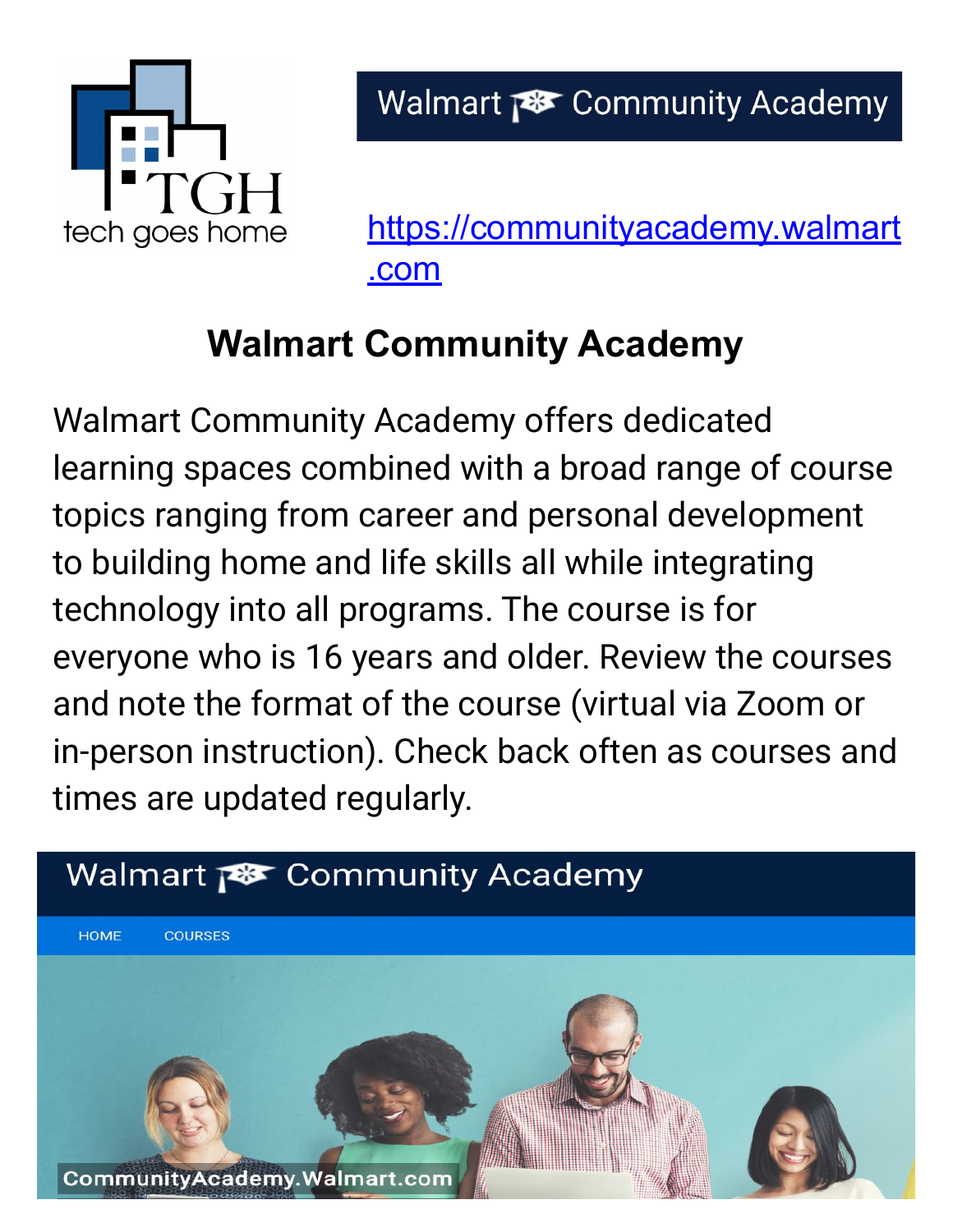TGH tech goes home

Walmart Community Academy

https://communityacademy.walmart.com

# Walmart Community Academy

Walmart Community Academy offers dedicated learning spaces combined with a broad range of course topics ranging from career and personal development to building home and life skills all while integrating technology into all programs. The course is for everyone who is 16 years and older. Review the courses and note the format of the course (virtual via Zoom or in-person instruction). Check back often as courses and times are updated regularly.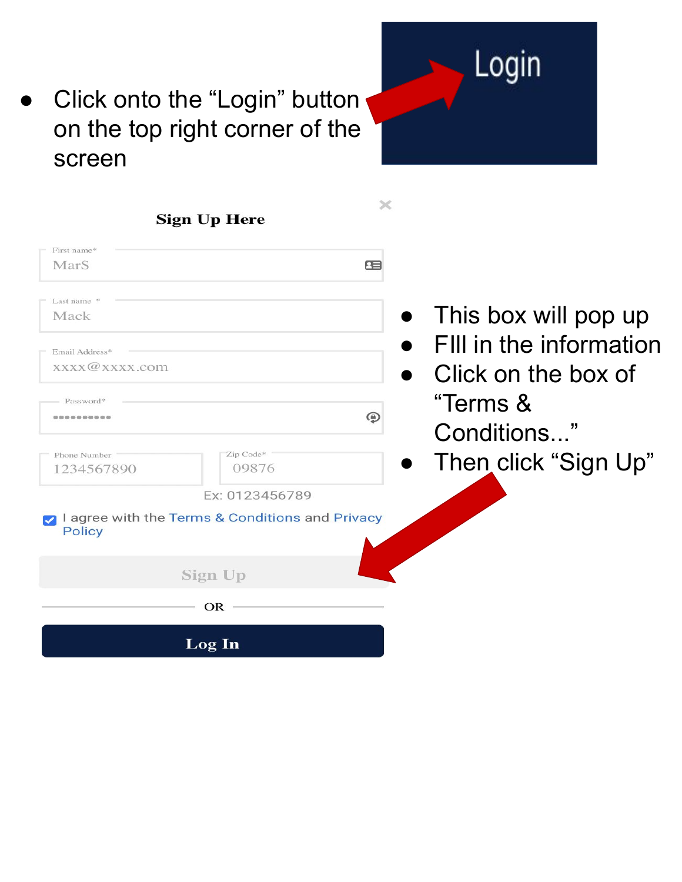- Click onto the “Login” button on the top right corner of the screen

Login

**Sign Up Here**

First name*
MarS

Last name *
Mack

Email Address*
xxxx@xxxx.com

Password*
••••••••••

Phone Number
1234567890

Zip Code*
09876

Ex: 0123456789

I agree with the Terms & Conditions and Privacy Policy

Sign Up

OR

Log In

- This box will pop up
- FIll in the information
- Click on the box of “Terms & Conditions...”
- Then click “Sign Up”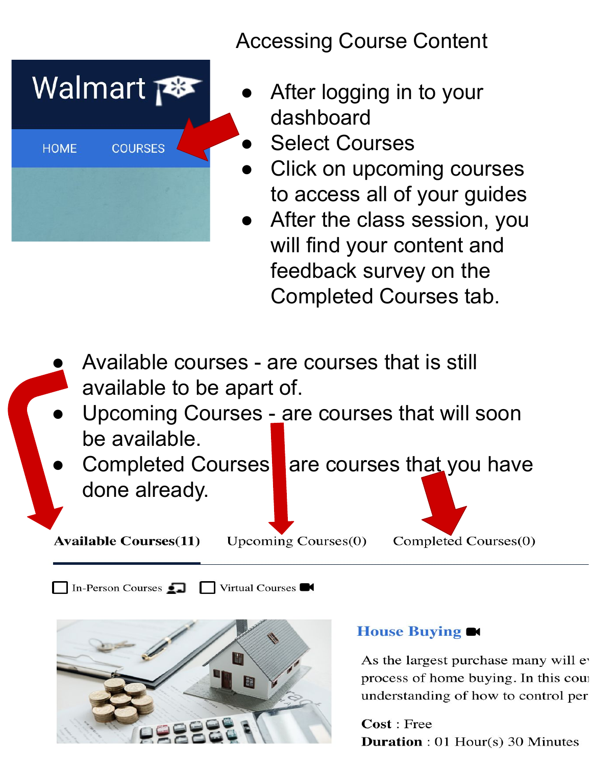# Accessing Course Content

- After logging in to your dashboard
- Select Courses
- Click on upcoming courses to access all of your guides
- After the class session, you will find your content and feedback survey on the Completed Courses tab.

- Available courses - are courses that is still available to be apart of.
- Upcoming Courses - are courses that will soon be available.
- Completed Courses are courses that you have done already.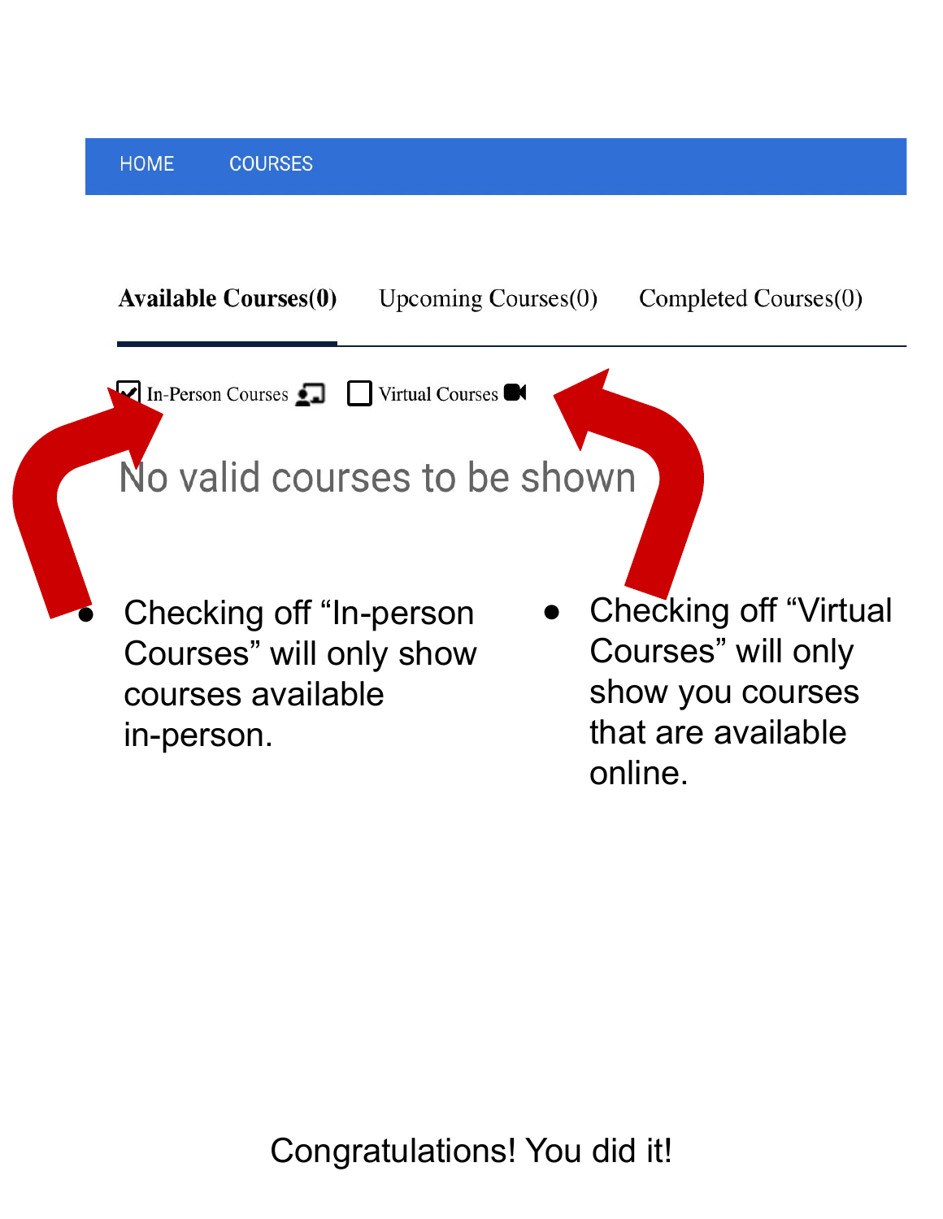HOME COURSES

Available Courses(0) Upcoming Courses(0) Completed Courses(0)

In-Person Courses Virtual Courses

No valid courses to be shown

- Checking off “In-person Courses” will only show courses available in-person.
- Checking off “Virtual Courses” will only show you courses that are available online.

Congratulations! You did it!